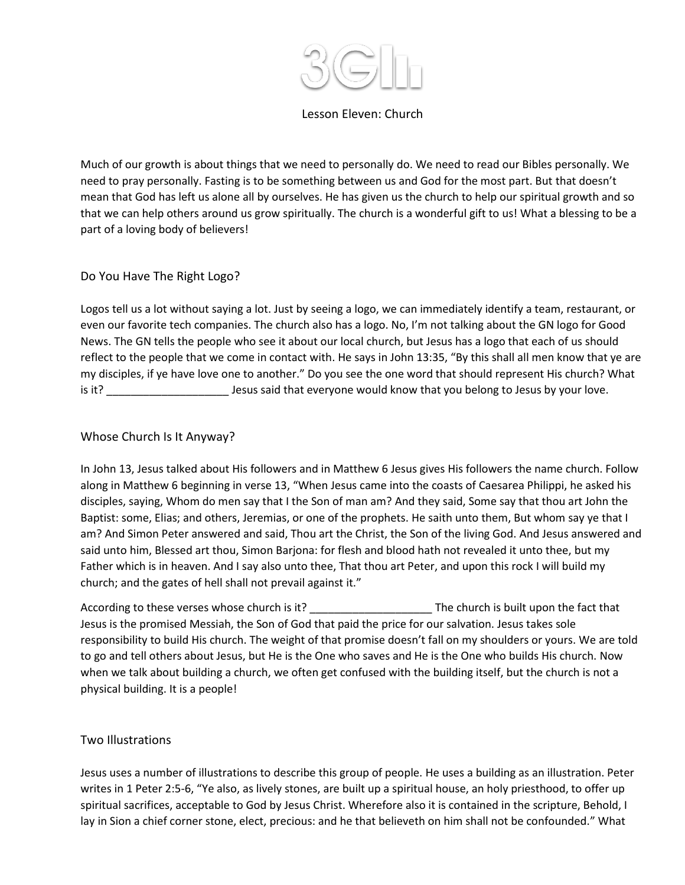# 3GII

## Lesson Eleven: Church

Much of our growth is about things that we need to personally do. We need to read our Bibles personally. We need to pray personally. Fasting is to be something between us and God for the most part. But that doesn't mean that God has left us alone all by ourselves. He has given us the church to help our spiritual growth and so that we can help others around us grow spiritually. The church is a wonderful gift to us! What a blessing to be a part of a loving body of believers!

### Do You Have The Right Logo?

Logos tell us a lot without saying a lot. Just by seeing a logo, we can immediately identify a team, restaurant, or even our favorite tech companies. The church also has a logo. No, I'm not talking about the GN logo for Good News. The GN tells the people who see it about our local church, but Jesus has a logo that each of us should reflect to the people that we come in contact with. He says in John 13:35, "By this shall all men know that ye are my disciples, if ye have love one to another." Do you see the one word that should represent His church? What is it? ____________________ Jesus said that everyone would know that you belong to Jesus by your love.

### Whose Church Is It Anyway?

In John 13, Jesus talked about His followers and in Matthew 6 Jesus gives His followers the name church. Follow along in Matthew 6 beginning in verse 13, "When Jesus came into the coasts of Caesarea Philippi, he asked his disciples, saying, Whom do men say that I the Son of man am? And they said, Some say that thou art John the Baptist: some, Elias; and others, Jeremias, or one of the prophets. He saith unto them, But whom say ye that I am? And Simon Peter answered and said, Thou art the Christ, the Son of the living God. And Jesus answered and said unto him, Blessed art thou, Simon Barjona: for flesh and blood hath not revealed it unto thee, but my Father which is in heaven. And I say also unto thee, That thou art Peter, and upon this rock I will build my church; and the gates of hell shall not prevail against it."

According to these verses whose church is it? ____________________ The church is built upon the fact that Jesus is the promised Messiah, the Son of God that paid the price for our salvation. Jesus takes sole responsibility to build His church. The weight of that promise doesn't fall on my shoulders or yours. We are told to go and tell others about Jesus, but He is the One who saves and He is the One who builds His church. Now when we talk about building a church, we often get confused with the building itself, but the church is not a physical building. It is a people!

### Two Illustrations

Jesus uses a number of illustrations to describe this group of people. He uses a building as an illustration. Peter writes in 1 Peter 2:5-6, "Ye also, as lively stones, are built up a spiritual house, an holy priesthood, to offer up spiritual sacrifices, acceptable to God by Jesus Christ. Wherefore also it is contained in the scripture, Behold, I lay in Sion a chief corner stone, elect, precious: and he that believeth on him shall not be confounded." What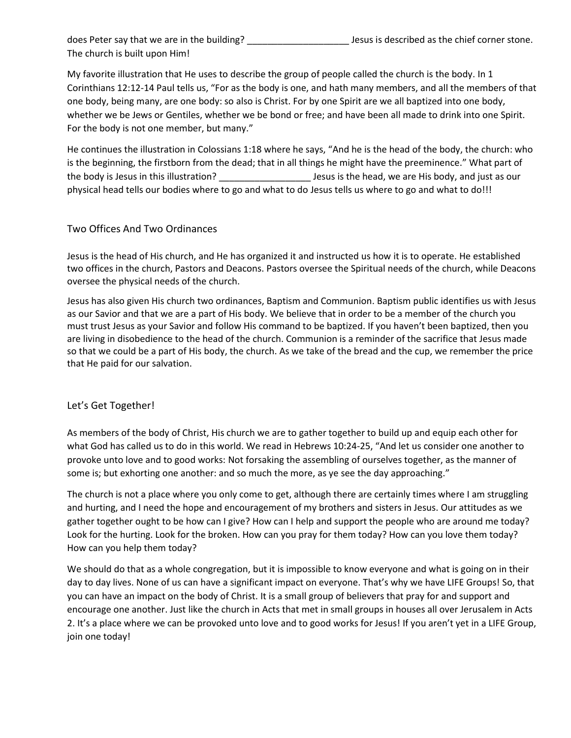does Peter say that we are in the building? ____________________ Jesus is described as the chief corner stone. The church is built upon Him!

My favorite illustration that He uses to describe the group of people called the church is the body. In 1 Corinthians 12:12-14 Paul tells us, "For as the body is one, and hath many members, and all the members of that one body, being many, are one body: so also is Christ. For by one Spirit are we all baptized into one body, whether we be Jews or Gentiles, whether we be bond or free; and have been all made to drink into one Spirit. For the body is not one member, but many."

He continues the illustration in Colossians 1:18 where he says, "And he is the head of the body, the church: who is the beginning, the firstborn from the dead; that in all things he might have the preeminence." What part of the body is Jesus in this illustration? __________________ Jesus is the head, we are His body, and just as our physical head tells our bodies where to go and what to do Jesus tells us where to go and what to do!!!

## Two Offices And Two Ordinances

Jesus is the head of His church, and He has organized it and instructed us how it is to operate. He established two offices in the church, Pastors and Deacons. Pastors oversee the Spiritual needs of the church, while Deacons oversee the physical needs of the church.

Jesus has also given His church two ordinances, Baptism and Communion. Baptism public identifies us with Jesus as our Savior and that we are a part of His body. We believe that in order to be a member of the church you must trust Jesus as your Savior and follow His command to be baptized. If you haven't been baptized, then you are living in disobedience to the head of the church. Communion is a reminder of the sacrifice that Jesus made so that we could be a part of His body, the church. As we take of the bread and the cup, we remember the price that He paid for our salvation.

## Let's Get Together!

As members of the body of Christ, His church we are to gather together to build up and equip each other for what God has called us to do in this world. We read in Hebrews 10:24-25, "And let us consider one another to provoke unto love and to good works: Not forsaking the assembling of ourselves together, as the manner of some is; but exhorting one another: and so much the more, as ye see the day approaching."

The church is not a place where you only come to get, although there are certainly times where I am struggling and hurting, and I need the hope and encouragement of my brothers and sisters in Jesus. Our attitudes as we gather together ought to be how can I give? How can I help and support the people who are around me today? Look for the hurting. Look for the broken. How can you pray for them today? How can you love them today? How can you help them today?

We should do that as a whole congregation, but it is impossible to know everyone and what is going on in their day to day lives. None of us can have a significant impact on everyone. That's why we have LIFE Groups! So, that you can have an impact on the body of Christ. It is a small group of believers that pray for and support and encourage one another. Just like the church in Acts that met in small groups in houses all over Jerusalem in Acts 2. It's a place where we can be provoked unto love and to good works for Jesus! If you aren't yet in a LIFE Group, join one today!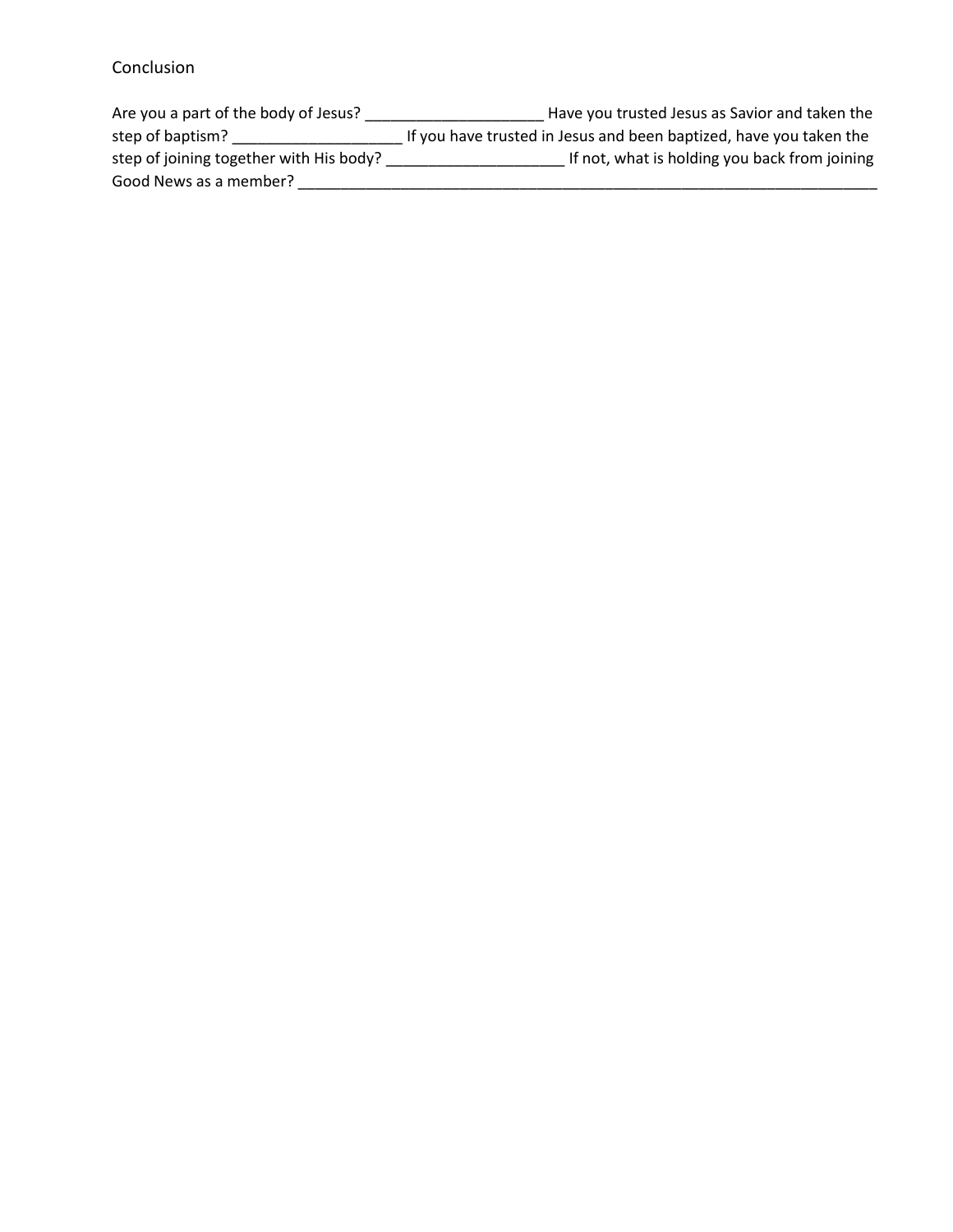Conclusion

Are you a part of the body of Jesus? _____________________ Have you trusted Jesus as Savior and taken the step of baptism? ____________________ If you have trusted in Jesus and been baptized, have you taken the step of joining together with His body? _____________________ If not, what is holding you back from joining Good News as a member? _______________________________________________________________________